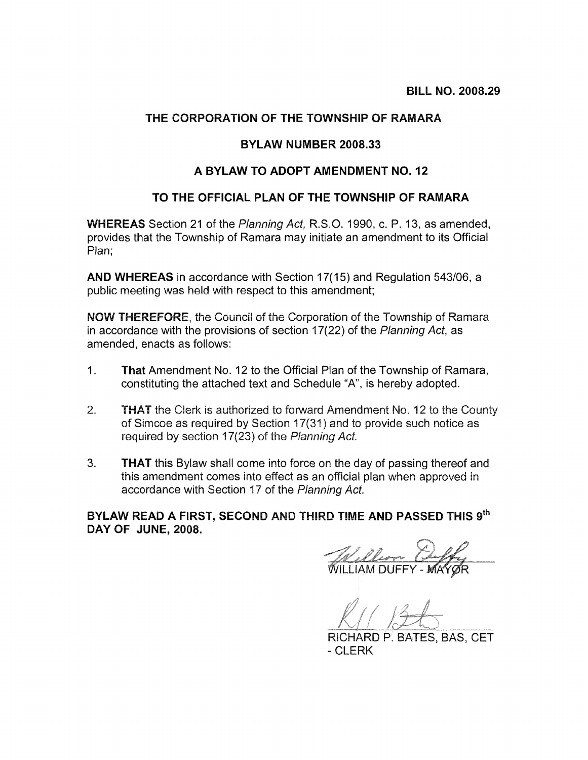**BILL NO. 2008.29**

## THE CORPORATION OF THE TOWNSHIP OF RAMARA

## BYLAW NUMBER 2008.33

## A BYLAW TO ADOPT AMENDMENT NO. 12

## TO THE OFFICIAL PLAN OF THE TOWNSHIP OF RAMARA

**WHEREAS** Section 21 of the *Planning Act,* R.S.O. 1990, c. P. 13, as amended, provides that the Township of Ramara may initiate an amendment to its Official Plan;

**AND WHEREAS** in accordance with Section 17(15) and Regulation 543/06, a public meeting was held with respect to this amendment;

**NOW THEREFORE**, the Council of the Corporation of the Township of Ramara in accordance with the provisions of section 17(22) of the *Planning Act*, as amended, enacts as follows:

1. **That** Amendment No. 12 to the Official Plan of the Township of Ramara, constituting the attached text and Schedule "A", is hereby adopted.

2. **THAT** the Clerk is authorized to forward Amendment No. 12 to the County of Simcoe as required by Section 17(31) and to provide such notice as required by section 17(23) of the *Planning Act.*

3. **THAT** this Bylaw shall come into force on the day of passing thereof and this amendment comes into effect as an official plan when approved in accordance with Section 17 of the *Planning Act.*

**BYLAW READ A FIRST, SECOND AND THIRD TIME AND PASSED THIS 9th DAY OF JUNE, 2008.**

WILLIAM DUFFY - MAYOR

RICHARD P. BATES, BAS, CET - CLERK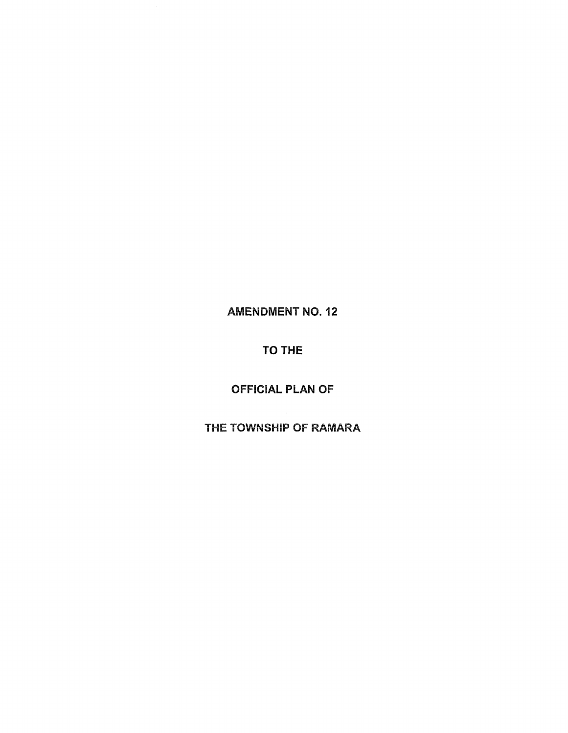# AMENDMENT NO. 12

# TO THE

# OFFICIAL PLAN OF

# THE TOWNSHIP OF RAMARA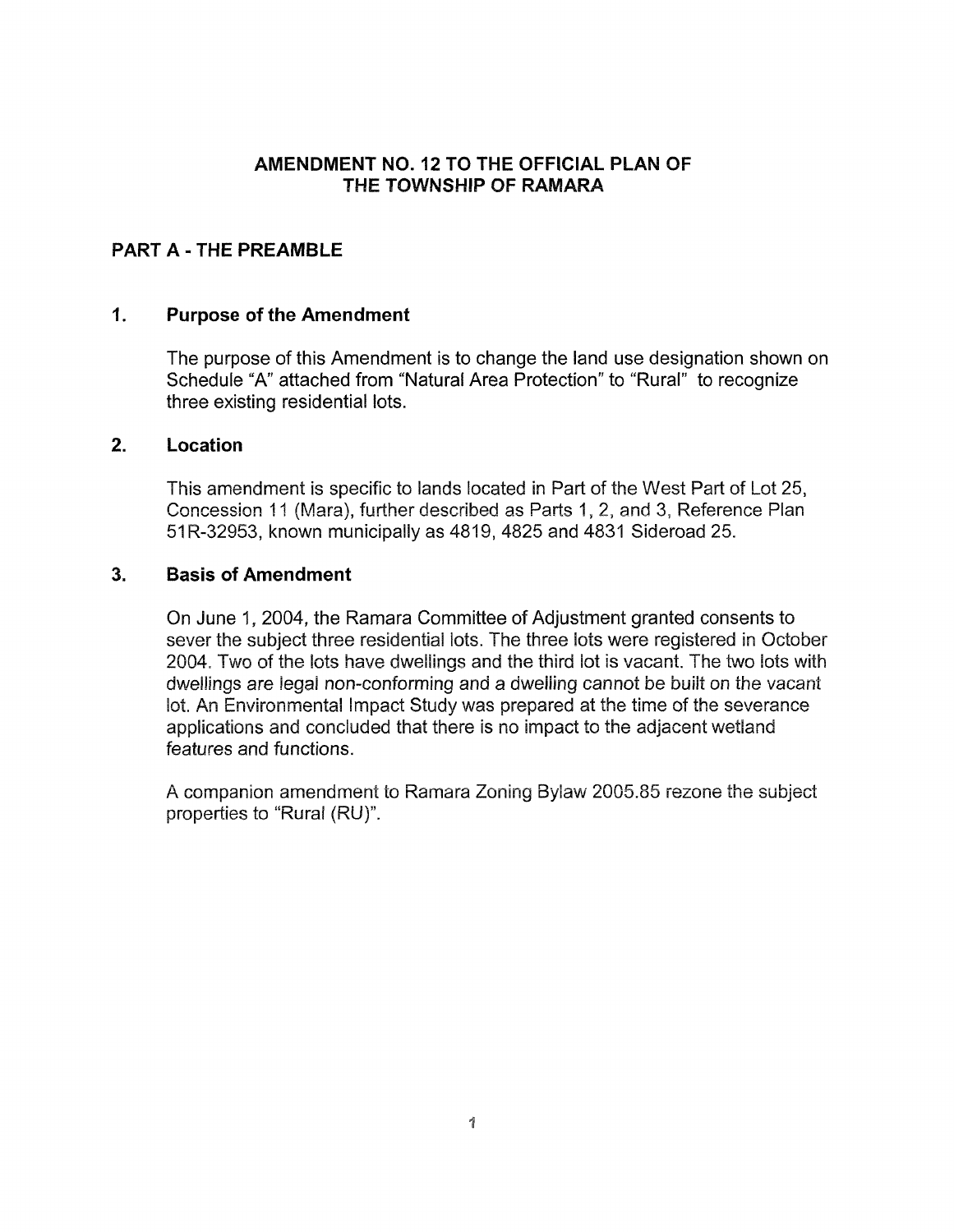# AMENDMENT NO. 12 TO THE OFFICIAL PLAN OF THE TOWNSHIP OF RAMARA

## PART A - THE PREAMBLE

### 1. Purpose of the Amendment

The purpose of this Amendment is to change the land use designation shown on Schedule "A" attached from "Natural Area Protection" to "Rural" to recognize three existing residential lots.

### 2. Location

This amendment is specific to lands located in Part of the West Part of Lot 25, Concession 11 (Mara), further described as Parts 1, 2, and 3, Reference Plan 51R-32953, known municipally as 4819, 4825 and 4831 Sideroad 25.

### 3. Basis of Amendment

On June 1, 2004, the Ramara Committee of Adjustment granted consents to sever the subject three residential lots. The three lots were registered in October 2004. Two of the lots have dwellings and the third lot is vacant. The two lots with dwellings are legal non-conforming and a dwelling cannot be built on the vacant lot. An Environmental Impact Study was prepared at the time of the severance applications and concluded that there is no impact to the adjacent wetland features and functions.

A companion amendment to Ramara Zoning Bylaw 2005.85 rezone the subject properties to "Rural (RU)".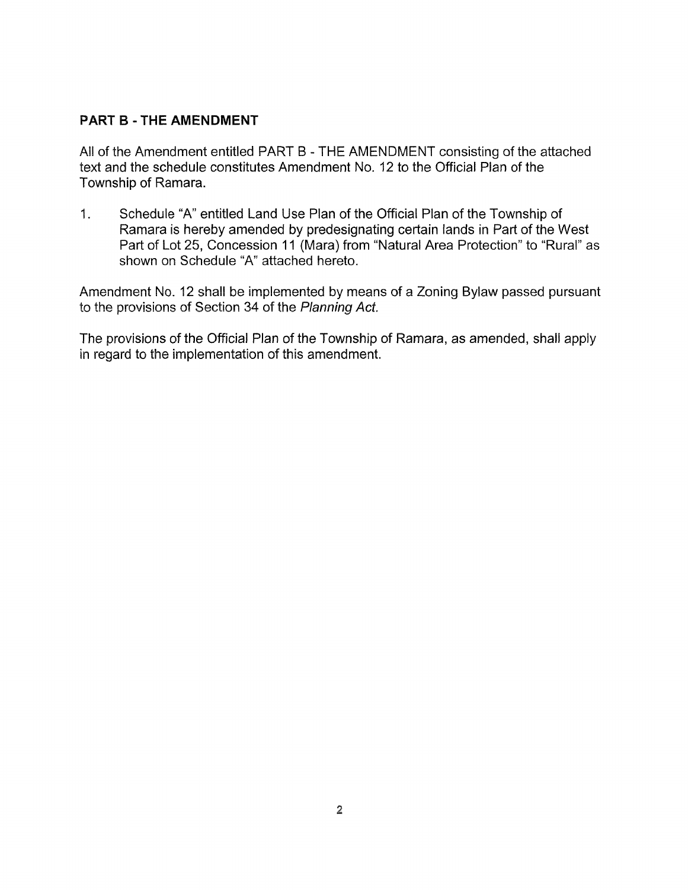## PART B - THE AMENDMENT

All of the Amendment entitled PART B - THE AMENDMENT consisting of the attached text and the schedule constitutes Amendment No. 12 to the Official Plan of the Township of Ramara.

1. Schedule "A" entitled Land Use Plan of the Official Plan of the Township of Ramara is hereby amended by predesignating certain lands in Part of the West Part of Lot 25, Concession 11 (Mara) from "Natural Area Protection" to "Rural" as shown on Schedule "A" attached hereto.

Amendment No. 12 shall be implemented by means of a Zoning Bylaw passed pursuant to the provisions of Section 34 of the *Planning Act.*

The provisions of the Official Plan of the Township of Ramara, as amended, shall apply in regard to the implementation of this amendment.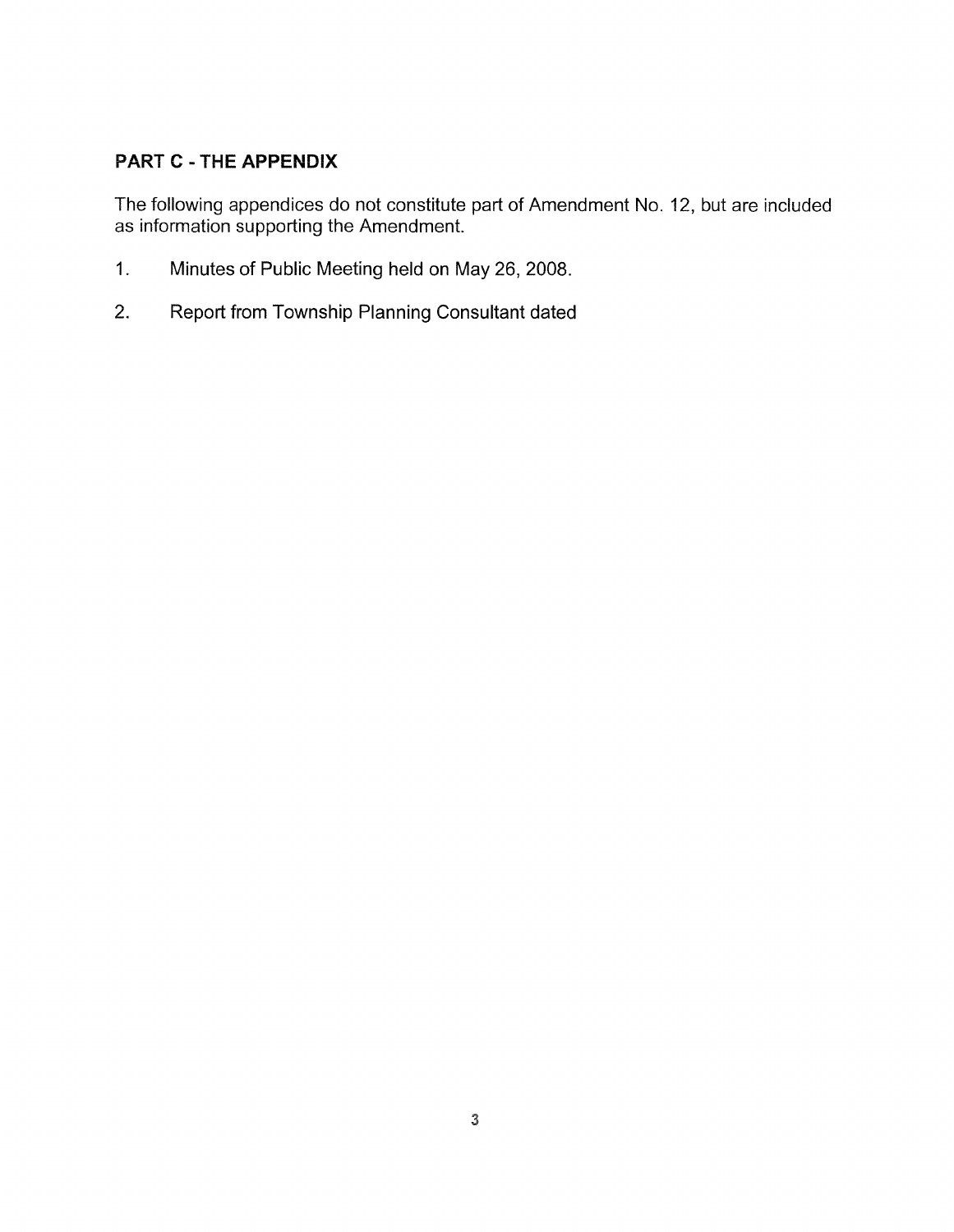## PART C - THE APPENDIX

The following appendices do not constitute part of Amendment No. 12, but are included as information supporting the Amendment.

1. Minutes of Public Meeting held on May 26, 2008.
2. Report from Township Planning Consultant dated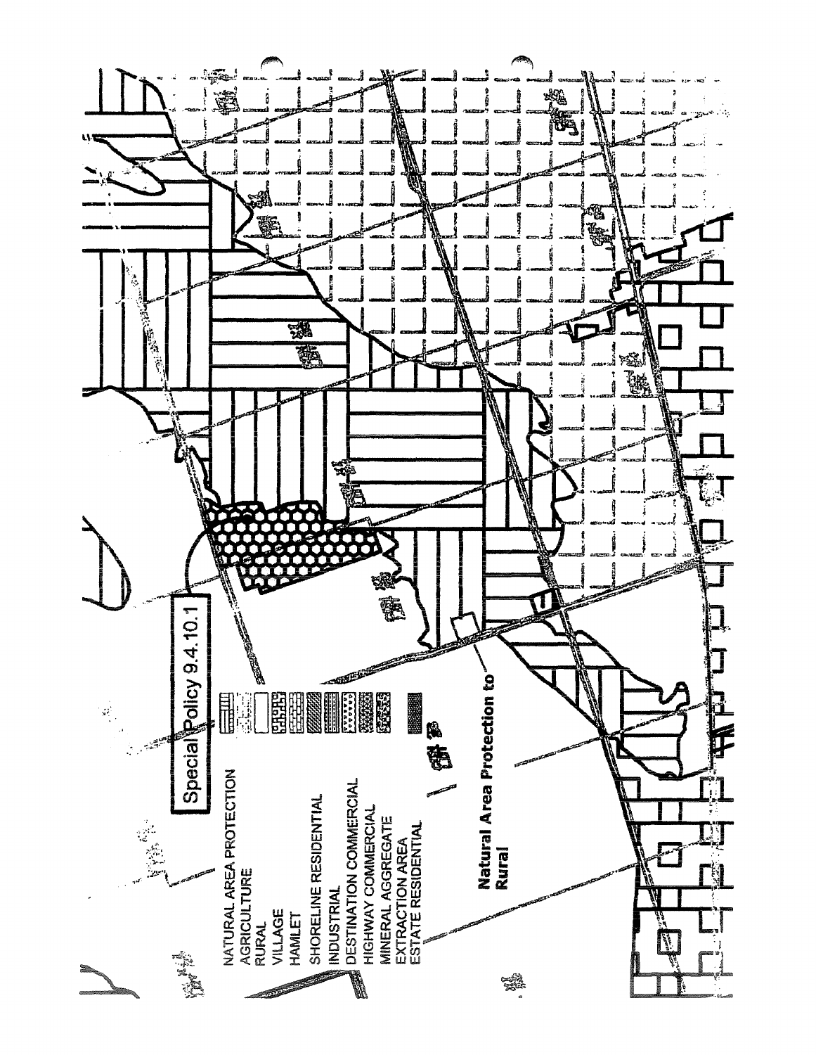Special Policy 9.4.10.1

NATURAL AREA PROTECTION
AGRICULTURE
RURAL
VILLAGE
HAMLET
SHORELINE RESIDENTIAL
INDUSTRIAL
DESTINATION COMMERCIAL
HIGHWAY COMMERCIAL
MINERAL AGGREGATE
EXTRACTION AREA
ESTATE RESIDENTIAL

**Natural Area Protection to Rural**